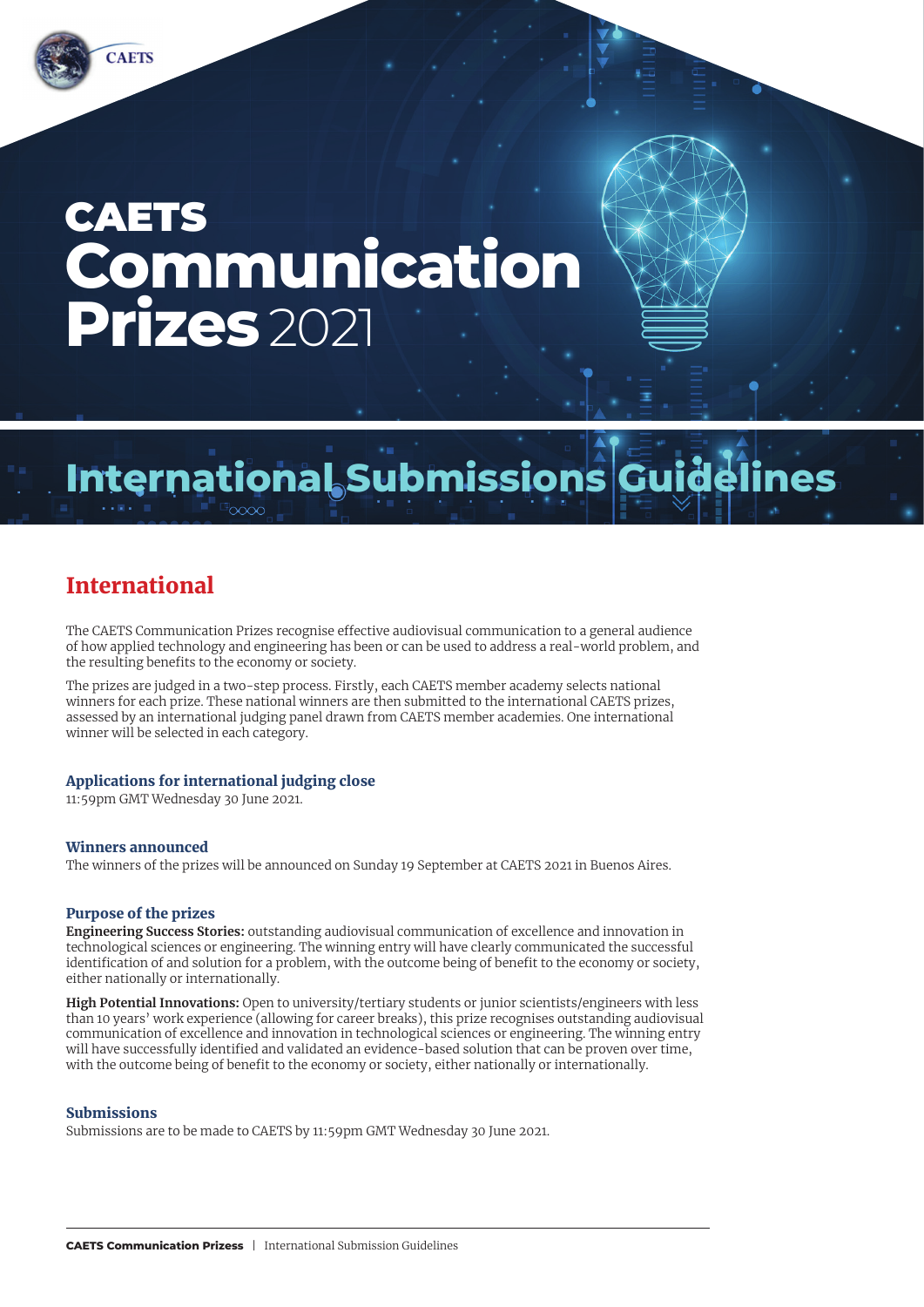CAETS

# CAETS Communication Prizes 2021

# International Submissions Guidelines

## International

The CAETS Communication Prizes recognise effective audiovisual communication to a general audience of how applied technology and engineering has been or can be used to address a real-world problem, and the resulting benefits to the economy or society.

The prizes are judged in a two-step process. Firstly, each CAETS member academy selects national winners for each prize. These national winners are then submitted to the international CAETS prizes, assessed by an international judging panel drawn from CAETS member academies. One international winner will be selected in each category.

### Applications for international judging close

11:59pm GMT Wednesday 30 June 2021.

### Winners announced

The winners of the prizes will be announced on Sunday 19 September at CAETS 2021 in Buenos Aires.

### Purpose of the prizes

**Engineering Success Stories:** outstanding audiovisual communication of excellence and innovation in technological sciences or engineering. The winning entry will have clearly communicated the successful identification of and solution for a problem, with the outcome being of benefit to the economy or society, either nationally or internationally.

**High Potential Innovations:** Open to university/tertiary students or junior scientists/engineers with less than 10 years' work experience (allowing for career breaks), this prize recognises outstanding audiovisual communication of excellence and innovation in technological sciences or engineering. The winning entry will have successfully identified and validated an evidence-based solution that can be proven over time, with the outcome being of benefit to the economy or society, either nationally or internationally.

### Submissions

Submissions are to be made to CAETS by 11:59pm GMT Wednesday 30 June 2021.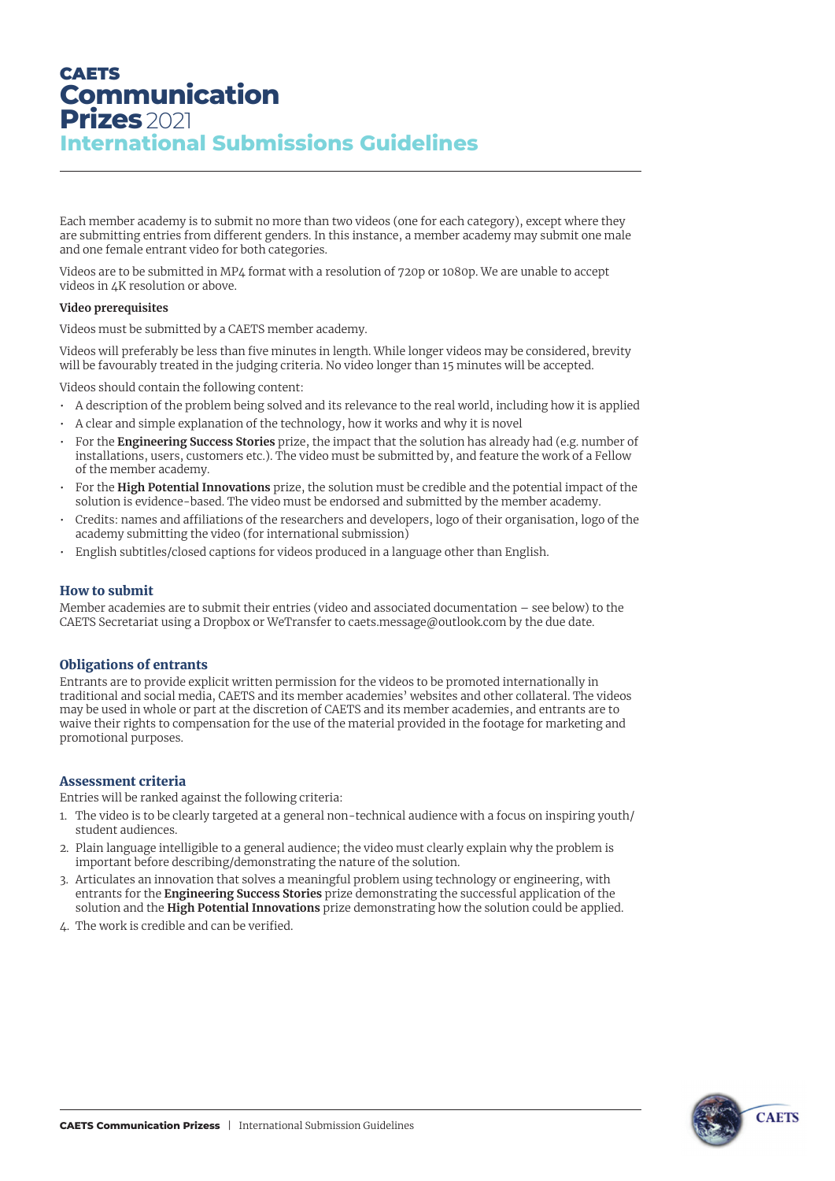# CAETS Communication Prizes 2021

## International Submissions Guidelines

Each member academy is to submit no more than two videos (one for each category), except where they are submitting entries from different genders. In this instance, a member academy may submit one male and one female entrant video for both categories.

Videos are to be submitted in MP4 format with a resolution of 720p or 1080p. We are unable to accept videos in 4K resolution or above.

**Video prerequisites**

Videos must be submitted by a CAETS member academy.

Videos will preferably be less than five minutes in length. While longer videos may be considered, brevity will be favourably treated in the judging criteria. No video longer than 15 minutes will be accepted.

Videos should contain the following content:

- A description of the problem being solved and its relevance to the real world, including how it is applied
- A clear and simple explanation of the technology, how it works and why it is novel
- For the **Engineering Success Stories** prize, the impact that the solution has already had (e.g. number of installations, users, customers etc.). The video must be submitted by, and feature the work of a Fellow of the member academy.
- For the **High Potential Innovations** prize, the solution must be credible and the potential impact of the solution is evidence-based. The video must be endorsed and submitted by the member academy.
- Credits: names and affiliations of the researchers and developers, logo of their organisation, logo of the academy submitting the video (for international submission)
- English subtitles/closed captions for videos produced in a language other than English.

### How to submit

Member academies are to submit their entries (video and associated documentation – see below) to the CAETS Secretariat using a Dropbox or WeTransfer to caets.message@outlook.com by the due date.

### Obligations of entrants

Entrants are to provide explicit written permission for the videos to be promoted internationally in traditional and social media, CAETS and its member academies' websites and other collateral. The videos may be used in whole or part at the discretion of CAETS and its member academies, and entrants are to waive their rights to compensation for the use of the material provided in the footage for marketing and promotional purposes.

### Assessment criteria

Entries will be ranked against the following criteria:

1. The video is to be clearly targeted at a general non-technical audience with a focus on inspiring youth/student audiences.
2. Plain language intelligible to a general audience; the video must clearly explain why the problem is important before describing/demonstrating the nature of the solution.
3. Articulates an innovation that solves a meaningful problem using technology or engineering, with entrants for the **Engineering Success Stories** prize demonstrating the successful application of the solution and the **High Potential Innovations** prize demonstrating how the solution could be applied.
4. The work is credible and can be verified.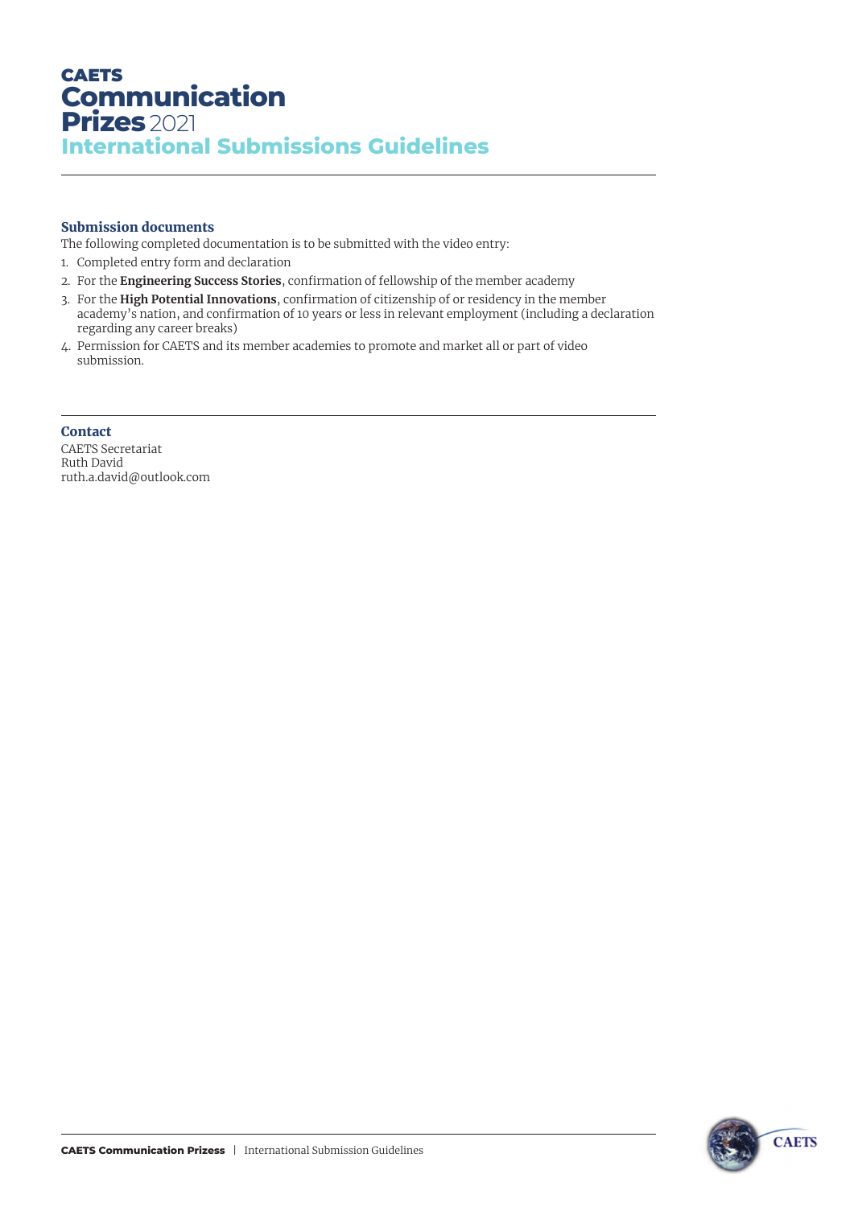# CAETS Communication Prizes 2021

## International Submissions Guidelines

### Submission documents

The following completed documentation is to be submitted with the video entry:

1. Completed entry form and declaration
2. For the **Engineering Success Stories**, confirmation of fellowship of the member academy
3. For the **High Potential Innovations**, confirmation of citizenship of or residency in the member academy's nation, and confirmation of 10 years or less in relevant employment (including a declaration regarding any career breaks)
4. Permission for CAETS and its member academies to promote and market all or part of video submission.

### Contact

CAETS Secretariat
Ruth David
ruth.a.david@outlook.com